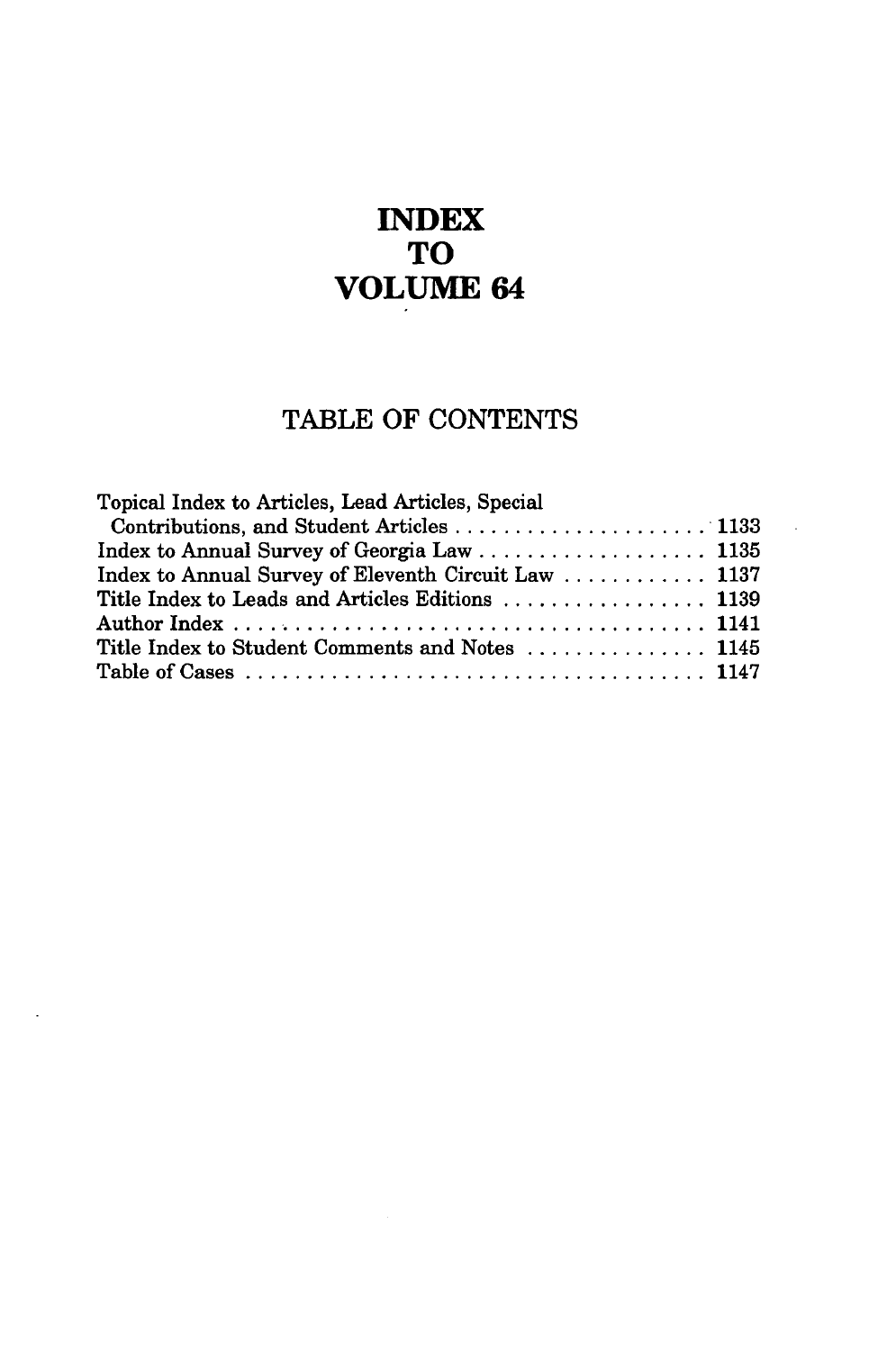# INDEX TO VOLUME 64

## TABLE OF CONTENTS

| | |
|---|---|
| Topical Index to Articles, Lead Articles, Special Contributions, and Student Articles | 1133 |
| Index to Annual Survey of Georgia Law | 1135 |
| Index to Annual Survey of Eleventh Circuit Law | 1137 |
| Title Index to Leads and Articles Editions | 1139 |
| Author Index | 1141 |
| Title Index to Student Comments and Notes | 1145 |
| Table of Cases | 1147 |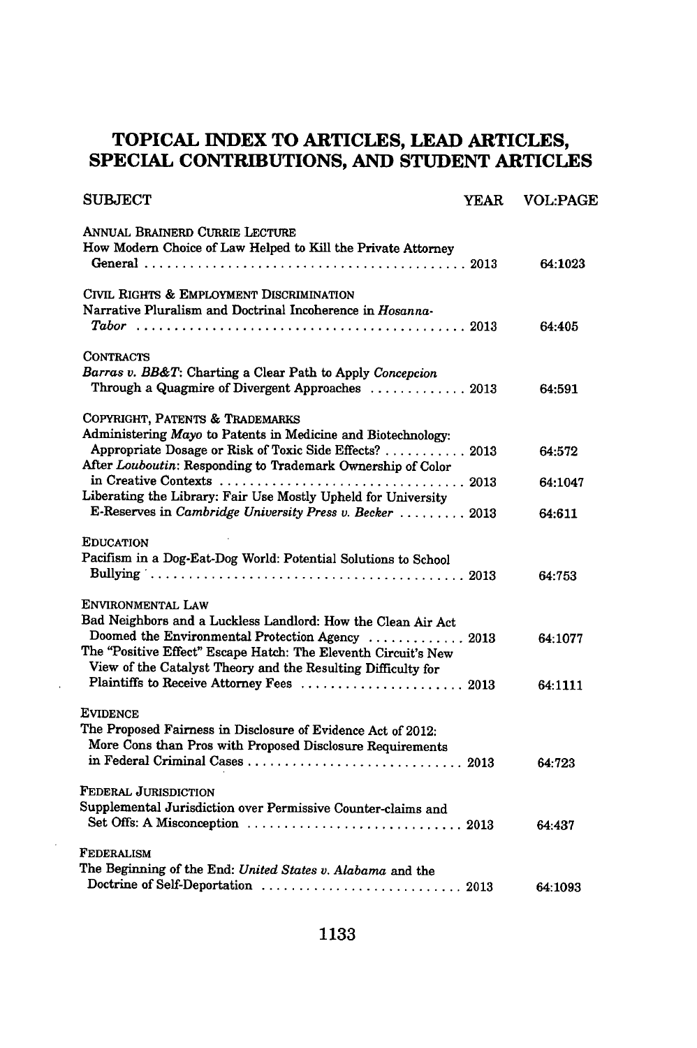# TOPICAL INDEX TO ARTICLES, LEAD ARTICLES, SPECIAL CONTRIBUTIONS, AND STUDENT ARTICLES

| SUBJECT | YEAR | VOL:PAGE |
|---|---|---|
| **ANNUAL BRAINERD CURRIE LECTURE** | | |
| How Modern Choice of Law Helped to Kill the Private Attorney General | 2013 | 64:1023 |
| **CIVIL RIGHTS & EMPLOYMENT DISCRIMINATION** | | |
| Narrative Pluralism and Doctrinal Incoherence in *Hosanna-Tabor* | 2013 | 64:405 |
| **CONTRACTS** | | |
| *Barras v. BB&T*: Charting a Clear Path to Apply *Concepcion* Through a Quagmire of Divergent Approaches | 2013 | 64:591 |
| **COPYRIGHT, PATENTS & TRADEMARKS** | | |
| Administering *Mayo* to Patents in Medicine and Biotechnology: Appropriate Dosage or Risk of Toxic Side Effects? | 2013 | 64:572 |
| After *Louboutin*: Responding to Trademark Ownership of Color in Creative Contexts | 2013 | 64:1047 |
| Liberating the Library: Fair Use Mostly Upheld for University E-Reserves in *Cambridge University Press v. Becker* | 2013 | 64:611 |
| **EDUCATION** | | |
| Pacifism in a Dog-Eat-Dog World: Potential Solutions to School Bullying | 2013 | 64:753 |
| **ENVIRONMENTAL LAW** | | |
| Bad Neighbors and a Luckless Landlord: How the Clean Air Act Doomed the Environmental Protection Agency | 2013 | 64:1077 |
| The "Positive Effect" Escape Hatch: The Eleventh Circuit's New View of the Catalyst Theory and the Resulting Difficulty for Plaintiffs to Receive Attorney Fees | 2013 | 64:1111 |
| **EVIDENCE** | | |
| The Proposed Fairness in Disclosure of Evidence Act of 2012: More Cons than Pros with Proposed Disclosure Requirements in Federal Criminal Cases | 2013 | 64:723 |
| **FEDERAL JURISDICTION** | | |
| Supplemental Jurisdiction over Permissive Counter-claims and Set Offs: A Misconception | 2013 | 64:437 |
| **FEDERALISM** | | |
| The Beginning of the End: *United States v. Alabama* and the Doctrine of Self-Deportation | 2013 | 64:1093 |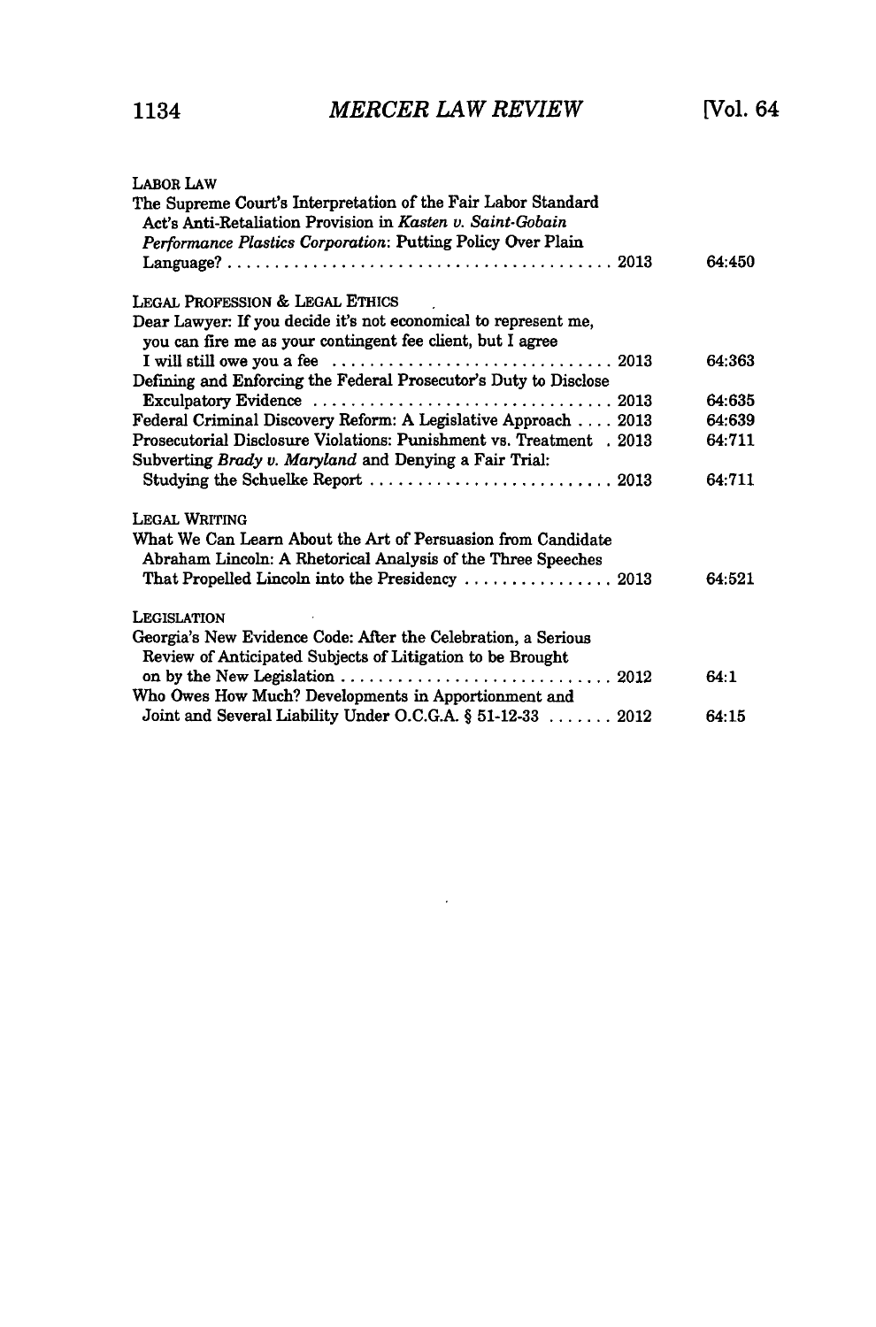LABOR LAW

The Supreme Court's Interpretation of the Fair Labor Standard Act's Anti-Retaliation Provision in *Kasten v. Saint-Gobain Performance Plastics Corporation*: Putting Policy Over Plain Language? . . . . . . . . . . 2013 — 64:450

LEGAL PROFESSION & LEGAL ETHICS

Dear Lawyer: If you decide it's not economical to represent me, you can fire me as your contingent fee client, but I agree I will still owe you a fee . . . . . . . . . . 2013 — 64:363

Defining and Enforcing the Federal Prosecutor's Duty to Disclose Exculpatory Evidence . . . . . . . . . . 2013 — 64:635

Federal Criminal Discovery Reform: A Legislative Approach . . . . 2013 — 64:639

Prosecutorial Disclosure Violations: Punishment vs. Treatment . 2013 — 64:711

Subverting *Brady v. Maryland* and Denying a Fair Trial: Studying the Schuelke Report . . . . . . . . . . 2013 — 64:711

LEGAL WRITING

What We Can Learn About the Art of Persuasion from Candidate Abraham Lincoln: A Rhetorical Analysis of the Three Speeches That Propelled Lincoln into the Presidency . . . . . . . . . . 2013 — 64:521

LEGISLATION

Georgia's New Evidence Code: After the Celebration, a Serious Review of Anticipated Subjects of Litigation to be Brought on by the New Legislation . . . . . . . . . . 2012 — 64:1

Who Owes How Much? Developments in Apportionment and Joint and Several Liability Under O.C.G.A. § 51-12-33 . . . . . . . 2012 — 64:15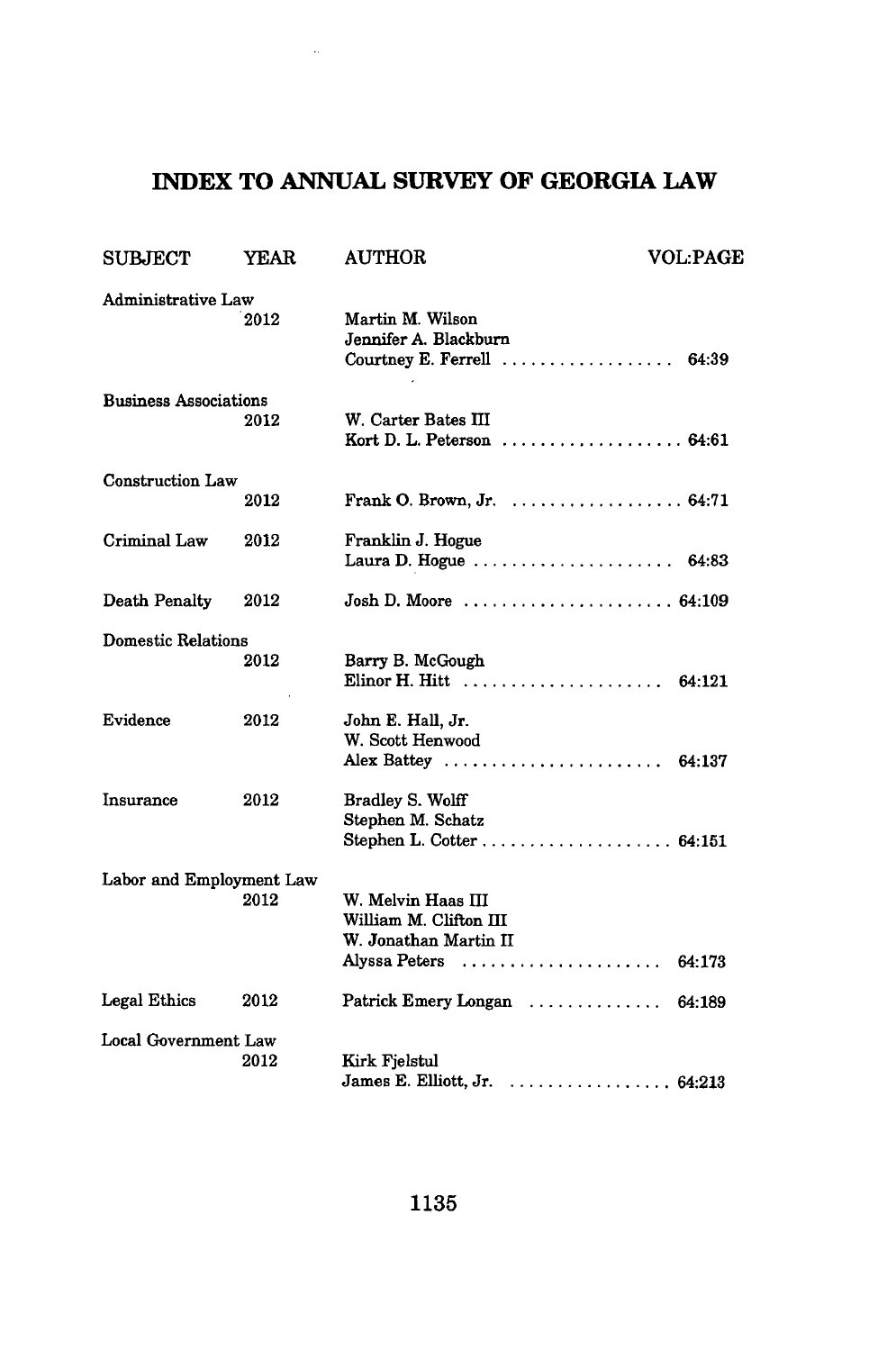# INDEX TO ANNUAL SURVEY OF GEORGIA LAW

| SUBJECT | YEAR | AUTHOR | VOL:PAGE |
|---|---|---|---|
| Administrative Law | 2012 | Martin M. Wilson<br>Jennifer A. Blackburn<br>Courtney E. Ferrell | 64:39 |
| Business Associations | 2012 | W. Carter Bates III<br>Kort D. L. Peterson | 64:61 |
| Construction Law | 2012 | Frank O. Brown, Jr. | 64:71 |
| Criminal Law | 2012 | Franklin J. Hogue<br>Laura D. Hogue | 64:83 |
| Death Penalty | 2012 | Josh D. Moore | 64:109 |
| Domestic Relations | 2012 | Barry B. McGough<br>Elinor H. Hitt | 64:121 |
| Evidence | 2012 | John E. Hall, Jr.<br>W. Scott Henwood<br>Alex Battey | 64:137 |
| Insurance | 2012 | Bradley S. Wolff<br>Stephen M. Schatz<br>Stephen L. Cotter | 64:151 |
| Labor and Employment Law | 2012 | W. Melvin Haas III<br>William M. Clifton III<br>W. Jonathan Martin II<br>Alyssa Peters | 64:173 |
| Legal Ethics | 2012 | Patrick Emery Longan | 64:189 |
| Local Government Law | 2012 | Kirk Fjelstul<br>James E. Elliott, Jr. | 64:213 |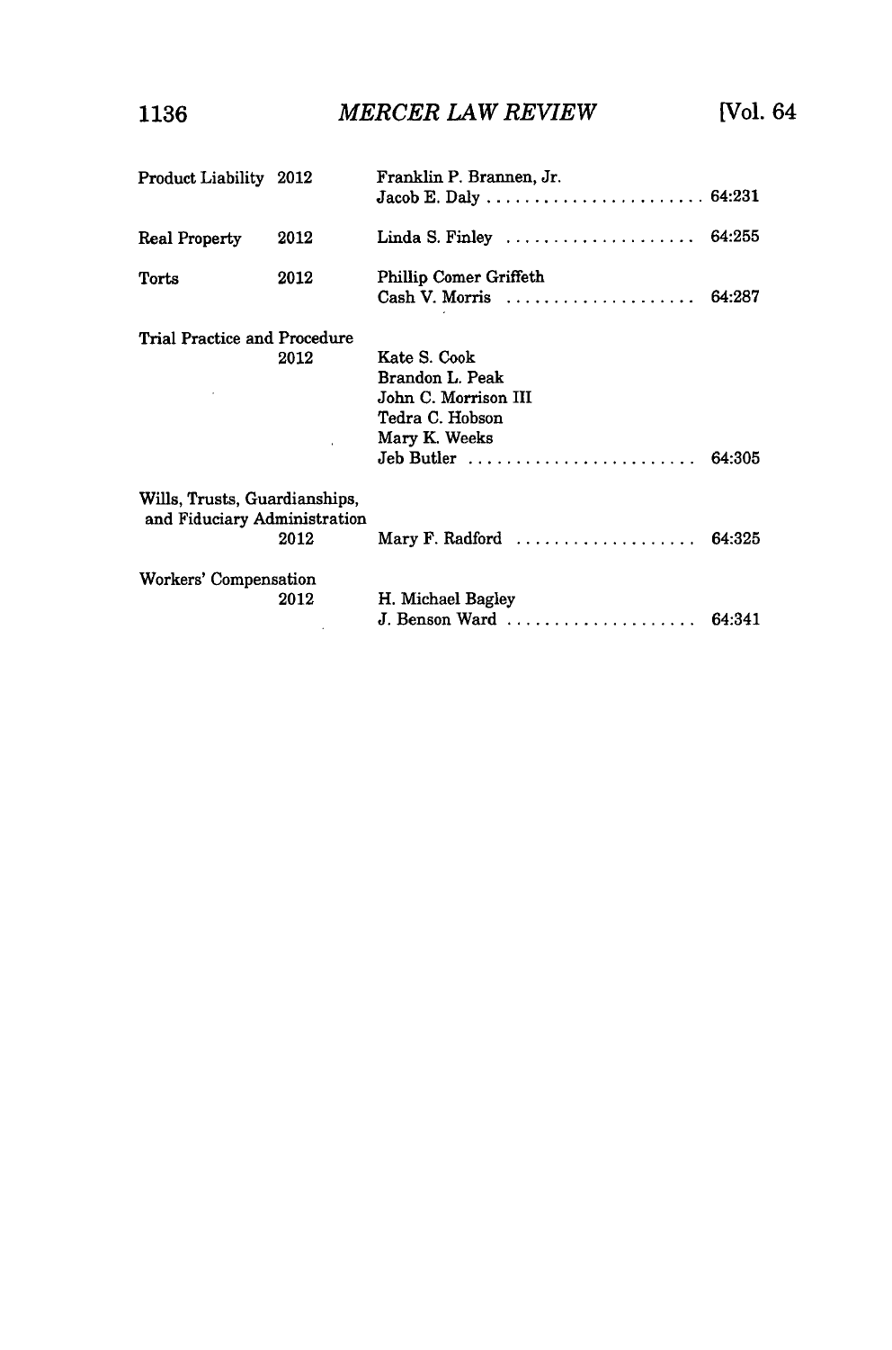| Subject | Year | Author(s) | Citation |
|---|---|---|---|
| Product Liability | 2012 | Franklin P. Brannen, Jr.<br>Jacob E. Daly | 64:231 |
| Real Property | 2012 | Linda S. Finley | 64:255 |
| Torts | 2012 | Phillip Comer Griffeth<br>Cash V. Morris | 64:287 |
| Trial Practice and Procedure | 2012 | Kate S. Cook<br>Brandon L. Peak<br>John C. Morrison III<br>Tedra C. Hobson<br>Mary K. Weeks<br>Jeb Butler | 64:305 |
| Wills, Trusts, Guardianships, and Fiduciary Administration | 2012 | Mary F. Radford | 64:325 |
| Workers' Compensation | 2012 | H. Michael Bagley<br>J. Benson Ward | 64:341 |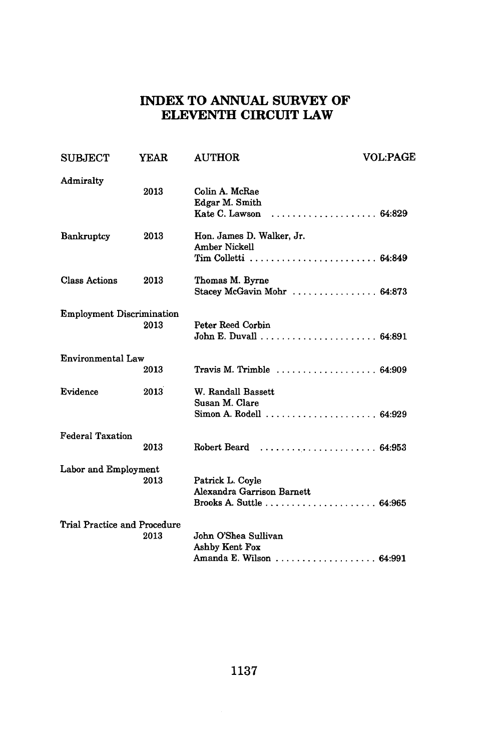# INDEX TO ANNUAL SURVEY OF ELEVENTH CIRCUIT LAW

| SUBJECT | YEAR | AUTHOR | VOL:PAGE |
|---|---|---|---|
| Admiralty | 2013 | Colin A. McRae<br>Edgar M. Smith<br>Kate C. Lawson | 64:829 |
| Bankruptcy | 2013 | Hon. James D. Walker, Jr.<br>Amber Nickell<br>Tim Colletti | 64:849 |
| Class Actions | 2013 | Thomas M. Byrne<br>Stacey McGavin Mohr | 64:873 |
| Employment Discrimination | 2013 | Peter Reed Corbin<br>John E. Duvall | 64:891 |
| Environmental Law | 2013 | Travis M. Trimble | 64:909 |
| Evidence | 2013 | W. Randall Bassett<br>Susan M. Clare<br>Simon A. Rodell | 64:929 |
| Federal Taxation | 2013 | Robert Beard | 64:953 |
| Labor and Employment | 2013 | Patrick L. Coyle<br>Alexandra Garrison Barnett<br>Brooks A. Suttle | 64:965 |
| Trial Practice and Procedure | 2013 | John O'Shea Sullivan<br>Ashby Kent Fox<br>Amanda E. Wilson | 64:991 |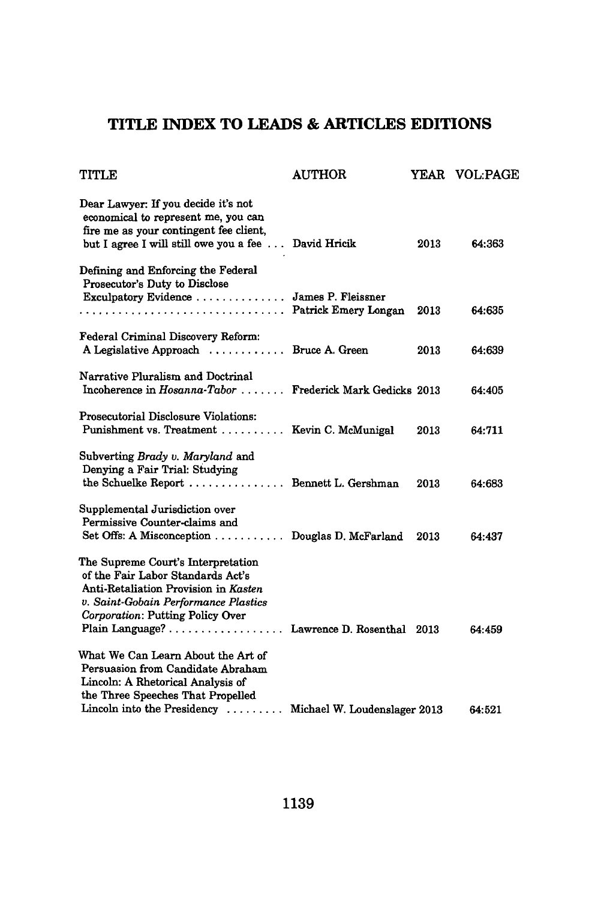# TITLE INDEX TO LEADS & ARTICLES EDITIONS

| TITLE | AUTHOR | YEAR | VOL:PAGE |
| --- | --- | --- | --- |
| Dear Lawyer: If you decide it's not economical to represent me, you can fire me as your contingent fee client, but I agree I will still owe you a fee . . . | David Hricik | 2013 | 64:363 |
| Defining and Enforcing the Federal Prosecutor's Duty to Disclose Exculpatory Evidence . . . . . . . . . . . . . . | James P. Fleissner Patrick Emery Longan | 2013 | 64:635 |
| Federal Criminal Discovery Reform: A Legislative Approach . . . . . . . . . . . . | Bruce A. Green | 2013 | 64:639 |
| Narrative Pluralism and Doctrinal Incoherence in *Hosanna-Tabor* . . . . . . . | Frederick Mark Gedicks | 2013 | 64:405 |
| Prosecutorial Disclosure Violations: Punishment vs. Treatment . . . . . . . . . . | Kevin C. McMunigal | 2013 | 64:711 |
| Subverting *Brady v. Maryland* and Denying a Fair Trial: Studying the Schuelke Report . . . . . . . . . . . . . . . | Bennett L. Gershman | 2013 | 64:683 |
| Supplemental Jurisdiction over Permissive Counter-claims and Set Offs: A Misconception . . . . . . . . . . . | Douglas D. McFarland | 2013 | 64:437 |
| The Supreme Court's Interpretation of the Fair Labor Standards Act's Anti-Retaliation Provision in *Kasten v. Saint-Gobain Performance Plastics Corporation*: Putting Policy Over Plain Language? . . . . . . . . . . . . . . . . . . | Lawrence D. Rosenthal | 2013 | 64:459 |
| What We Can Learn About the Art of Persuasion from Candidate Abraham Lincoln: A Rhetorical Analysis of the Three Speeches That Propelled Lincoln into the Presidency . . . . . . . . . | Michael W. Loudenslager | 2013 | 64:521 |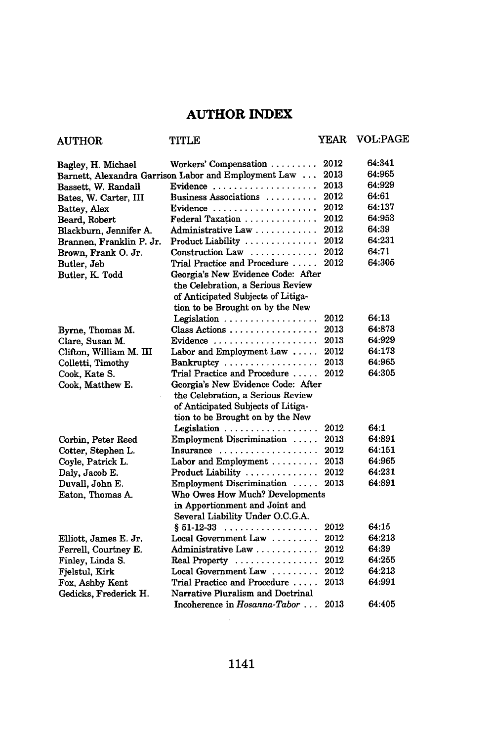# AUTHOR INDEX

| AUTHOR | TITLE | YEAR | VOL:PAGE |
|---|---|---|---|
| Bagley, H. Michael | Workers' Compensation | 2012 | 64:341 |
| Barnett, Alexandra Garrison | Labor and Employment Law | 2013 | 64:965 |
| Bassett, W. Randall | Evidence | 2013 | 64:929 |
| Bates, W. Carter, III | Business Associations | 2012 | 64:61 |
| Battey, Alex | Evidence | 2012 | 64:137 |
| Beard, Robert | Federal Taxation | 2012 | 64:953 |
| Blackburn, Jennifer A. | Administrative Law | 2012 | 64:39 |
| Brannen, Franklin P. Jr. | Product Liability | 2012 | 64:231 |
| Brown, Frank O. Jr. | Construction Law | 2012 | 64:71 |
| Butler, Jeb | Trial Practice and Procedure | 2012 | 64:305 |
| Butler, K. Todd | Georgia's New Evidence Code: After the Celebration, a Serious Review of Anticipated Subjects of Litigation to be Brought on by the New Legislation | 2012 | 64:13 |
| Byrne, Thomas M. | Class Actions | 2013 | 64:873 |
| Clare, Susan M. | Evidence | 2013 | 64:929 |
| Clifton, William M. III | Labor and Employment Law | 2012 | 64:173 |
| Colletti, Timothy | Bankruptcy | 2013 | 64:965 |
| Cook, Kate S. | Trial Practice and Procedure | 2012 | 64:305 |
| Cook, Matthew E. | Georgia's New Evidence Code: After the Celebration, a Serious Review of Anticipated Subjects of Litigation to be Brought on by the New Legislation | 2012 | 64:1 |
| Corbin, Peter Reed | Employment Discrimination | 2013 | 64:891 |
| Cotter, Stephen L. | Insurance | 2012 | 64:151 |
| Coyle, Patrick L. | Labor and Employment | 2013 | 64:965 |
| Daly, Jacob E. | Product Liability | 2012 | 64:231 |
| Duvall, John E. | Employment Discrimination | 2013 | 64:891 |
| Eaton, Thomas A. | Who Owes How Much? Developments in Apportionment and Joint and Several Liability Under O.C.G.A. § 51-12-33 | 2012 | 64:15 |
| Elliott, James E. Jr. | Local Government Law | 2012 | 64:213 |
| Ferrell, Courtney E. | Administrative Law | 2012 | 64:39 |
| Finley, Linda S. | Real Property | 2012 | 64:255 |
| Fjelstul, Kirk | Local Government Law | 2012 | 64:213 |
| Fox, Ashby Kent | Trial Practice and Procedure | 2013 | 64:991 |
| Gedicks, Frederick H. | Narrative Pluralism and Doctrinal Incoherence in *Hosanna-Tabor* | 2013 | 64:405 |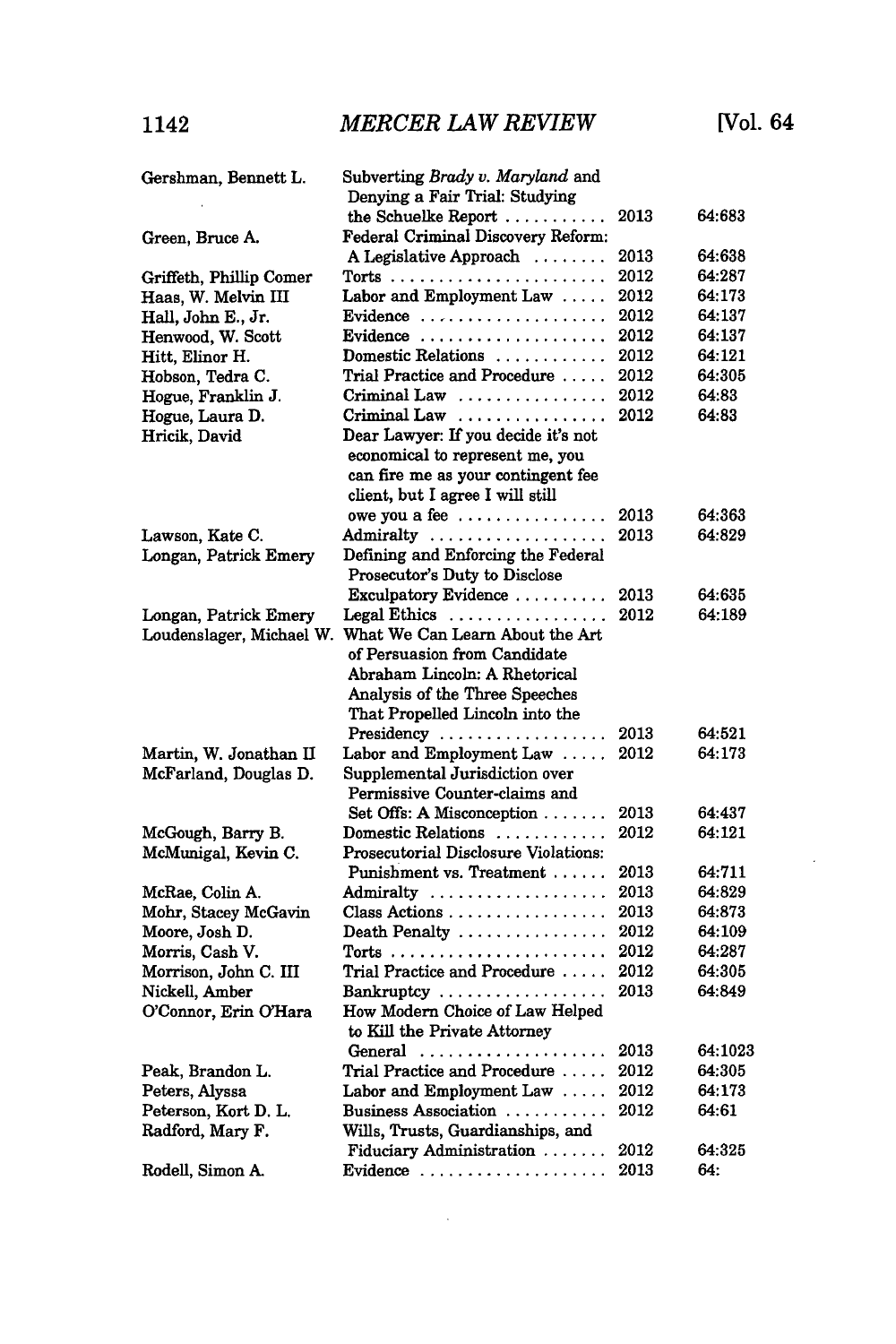| Author | Title | Year | Citation |
|---|---|---|---|
| Gershman, Bennett L. | Subverting *Brady v. Maryland* and Denying a Fair Trial: Studying the Schuelke Report | 2013 | 64:683 |
| Green, Bruce A. | Federal Criminal Discovery Reform: A Legislative Approach | 2013 | 64:638 |
| Griffeth, Phillip Comer | Torts | 2012 | 64:287 |
| Haas, W. Melvin III | Labor and Employment Law | 2012 | 64:173 |
| Hall, John E., Jr. | Evidence | 2012 | 64:137 |
| Henwood, W. Scott | Evidence | 2012 | 64:137 |
| Hitt, Elinor H. | Domestic Relations | 2012 | 64:121 |
| Hobson, Tedra C. | Trial Practice and Procedure | 2012 | 64:305 |
| Hogue, Franklin J. | Criminal Law | 2012 | 64:83 |
| Hogue, Laura D. | Criminal Law | 2012 | 64:83 |
| Hricik, David | Dear Lawyer: If you decide it's not economical to represent me, you can fire me as your contingent fee client, but I agree I will still owe you a fee | 2013 | 64:363 |
| Lawson, Kate C. | Admiralty | 2013 | 64:829 |
| Longan, Patrick Emery | Defining and Enforcing the Federal Prosecutor's Duty to Disclose Exculpatory Evidence | 2013 | 64:635 |
| Longan, Patrick Emery | Legal Ethics | 2012 | 64:189 |
| Loudenslager, Michael W. | What We Can Learn About the Art of Persuasion from Candidate Abraham Lincoln: A Rhetorical Analysis of the Three Speeches That Propelled Lincoln into the Presidency | 2013 | 64:521 |
| Martin, W. Jonathan II | Labor and Employment Law | 2012 | 64:173 |
| McFarland, Douglas D. | Supplemental Jurisdiction over Permissive Counter-claims and Set Offs: A Misconception | 2013 | 64:437 |
| McGough, Barry B. | Domestic Relations | 2012 | 64:121 |
| McMunigal, Kevin C. | Prosecutorial Disclosure Violations: Punishment vs. Treatment | 2013 | 64:711 |
| McRae, Colin A. | Admiralty | 2013 | 64:829 |
| Mohr, Stacey McGavin | Class Actions | 2013 | 64:873 |
| Moore, Josh D. | Death Penalty | 2012 | 64:109 |
| Morris, Cash V. | Torts | 2012 | 64:287 |
| Morrison, John C. III | Trial Practice and Procedure | 2012 | 64:305 |
| Nickell, Amber | Bankruptcy | 2013 | 64:849 |
| O'Connor, Erin O'Hara | How Modern Choice of Law Helped to Kill the Private Attorney General | 2013 | 64:1023 |
| Peak, Brandon L. | Trial Practice and Procedure | 2012 | 64:305 |
| Peters, Alyssa | Labor and Employment Law | 2012 | 64:173 |
| Peterson, Kort D. L. | Business Association | 2012 | 64:61 |
| Radford, Mary F. | Wills, Trusts, Guardianships, and Fiduciary Administration | 2012 | 64:325 |
| Rodell, Simon A. | Evidence | 2013 | 64: |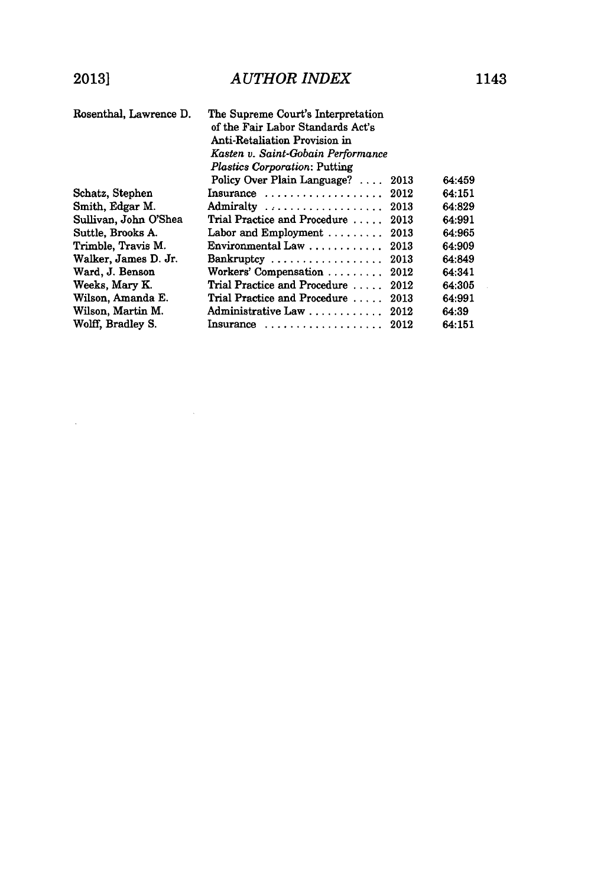| Author | Title | Year | Citation |
|---|---|---|---|
| Rosenthal, Lawrence D. | The Supreme Court's Interpretation of the Fair Labor Standards Act's Anti-Retaliation Provision in *Kasten v. Saint-Gobain Performance Plastics Corporation*: Putting Policy Over Plain Language? | 2013 | 64:459 |
| Schatz, Stephen | Insurance | 2012 | 64:151 |
| Smith, Edgar M. | Admiralty | 2013 | 64:829 |
| Sullivan, John O'Shea | Trial Practice and Procedure | 2013 | 64:991 |
| Suttle, Brooks A. | Labor and Employment | 2013 | 64:965 |
| Trimble, Travis M. | Environmental Law | 2013 | 64:909 |
| Walker, James D. Jr. | Bankruptcy | 2013 | 64:849 |
| Ward, J. Benson | Workers' Compensation | 2012 | 64:341 |
| Weeks, Mary K. | Trial Practice and Procedure | 2012 | 64:305 |
| Wilson, Amanda E. | Trial Practice and Procedure | 2013 | 64:991 |
| Wilson, Martin M. | Administrative Law | 2012 | 64:39 |
| Wolff, Bradley S. | Insurance | 2012 | 64:151 |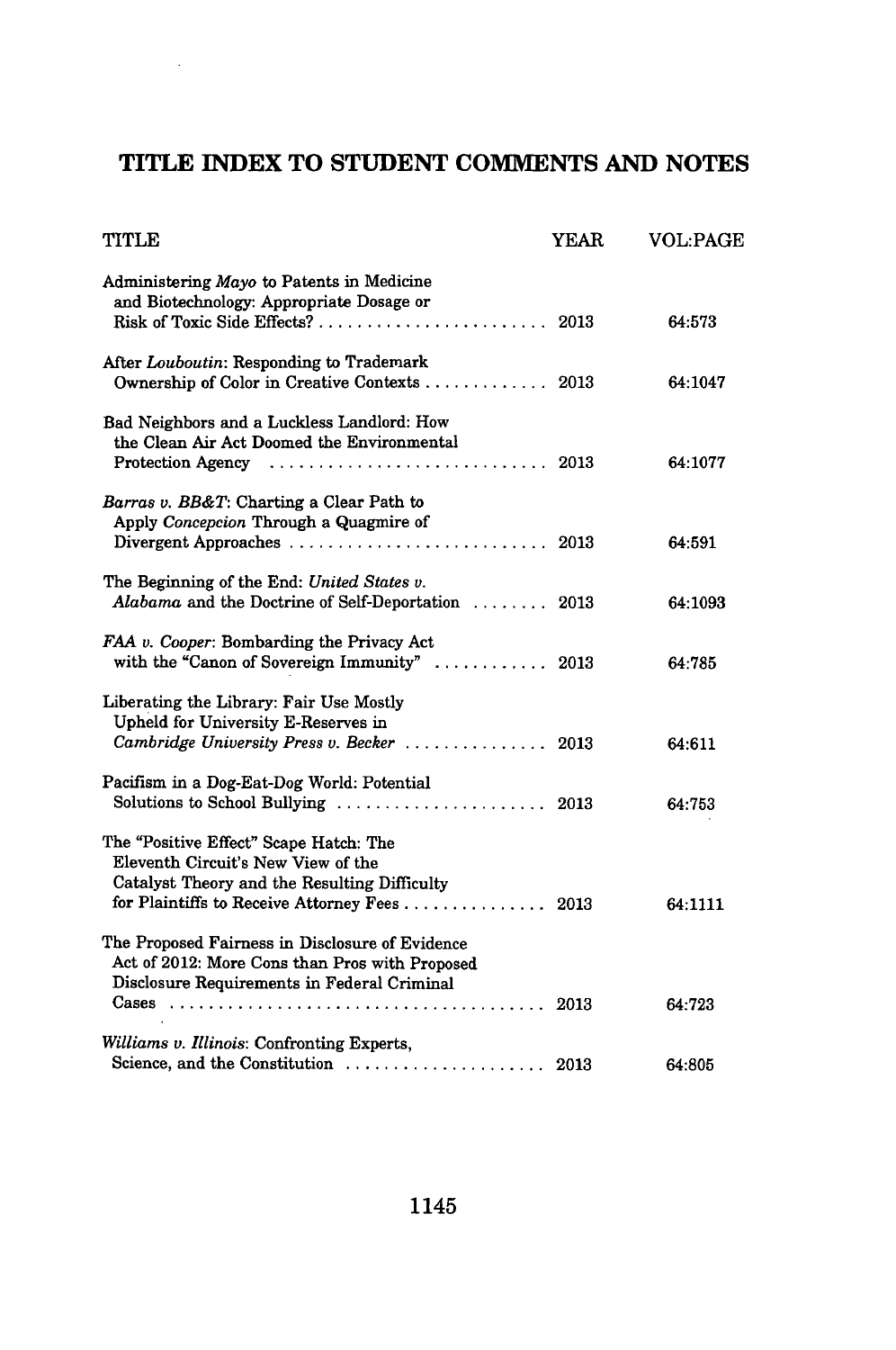# TITLE INDEX TO STUDENT COMMENTS AND NOTES

| TITLE | YEAR | VOL:PAGE |
|---|---|---|
| Administering *Mayo* to Patents in Medicine and Biotechnology: Appropriate Dosage or Risk of Toxic Side Effects? | 2013 | 64:573 |
| After *Louboutin*: Responding to Trademark Ownership of Color in Creative Contexts | 2013 | 64:1047 |
| Bad Neighbors and a Luckless Landlord: How the Clean Air Act Doomed the Environmental Protection Agency | 2013 | 64:1077 |
| *Barras v. BB&T*: Charting a Clear Path to Apply *Concepcion* Through a Quagmire of Divergent Approaches | 2013 | 64:591 |
| The Beginning of the End: *United States v. Alabama* and the Doctrine of Self-Deportation | 2013 | 64:1093 |
| *FAA v. Cooper*: Bombarding the Privacy Act with the "Canon of Sovereign Immunity" | 2013 | 64:785 |
| Liberating the Library: Fair Use Mostly Upheld for University E-Reserves in *Cambridge University Press v. Becker* | 2013 | 64:611 |
| Pacifism in a Dog-Eat-Dog World: Potential Solutions to School Bullying | 2013 | 64:753 |
| The "Positive Effect" Scape Hatch: The Eleventh Circuit's New View of the Catalyst Theory and the Resulting Difficulty for Plaintiffs to Receive Attorney Fees | 2013 | 64:1111 |
| The Proposed Fairness in Disclosure of Evidence Act of 2012: More Cons than Pros with Proposed Disclosure Requirements in Federal Criminal Cases | 2013 | 64:723 |
| *Williams v. Illinois*: Confronting Experts, Science, and the Constitution | 2013 | 64:805 |